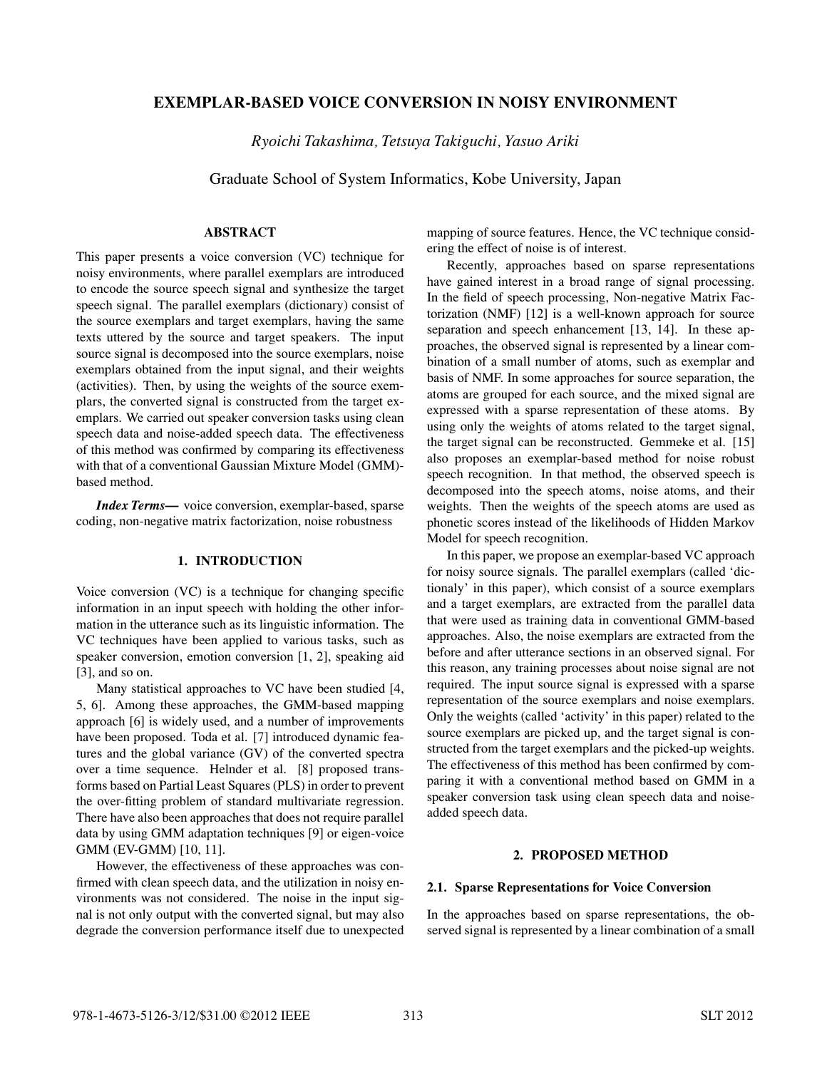# EXEMPLAR-BASED VOICE CONVERSION IN NOISY ENVIRONMENT

*Ryoichi Takashima, Tetsuya Takiguchi, Yasuo Ariki*

Graduate School of System Informatics, Kobe University, Japan

## ABSTRACT

This paper presents a voice conversion (VC) technique for noisy environments, where parallel exemplars are introduced to encode the source speech signal and synthesize the target speech signal. The parallel exemplars (dictionary) consist of the source exemplars and target exemplars, having the same texts uttered by the source and target speakers. The input source signal is decomposed into the source exemplars, noise exemplars obtained from the input signal, and their weights (activities). Then, by using the weights of the source exemplars, the converted signal is constructed from the target exemplars. We carried out speaker conversion tasks using clean speech data and noise-added speech data. The effectiveness of this method was confirmed by comparing its effectiveness with that of a conventional Gaussian Mixture Model (GMM)-based method.

***Index Terms—*** voice conversion, exemplar-based, sparse coding, non-negative matrix factorization, noise robustness

## 1. INTRODUCTION

Voice conversion (VC) is a technique for changing specific information in an input speech with holding the other information in the utterance such as its linguistic information. The VC techniques have been applied to various tasks, such as speaker conversion, emotion conversion [1, 2], speaking aid [3], and so on.

Many statistical approaches to VC have been studied [4, 5, 6]. Among these approaches, the GMM-based mapping approach [6] is widely used, and a number of improvements have been proposed. Toda et al. [7] introduced dynamic features and the global variance (GV) of the converted spectra over a time sequence. Helnder et al. [8] proposed transforms based on Partial Least Squares (PLS) in order to prevent the over-fitting problem of standard multivariate regression. There have also been approaches that does not require parallel data by using GMM adaptation techniques [9] or eigen-voice GMM (EV-GMM) [10, 11].

However, the effectiveness of these approaches was confirmed with clean speech data, and the utilization in noisy environments was not considered. The noise in the input signal is not only output with the converted signal, but may also degrade the conversion performance itself due to unexpected mapping of source features. Hence, the VC technique considering the effect of noise is of interest.

Recently, approaches based on sparse representations have gained interest in a broad range of signal processing. In the field of speech processing, Non-negative Matrix Factorization (NMF) [12] is a well-known approach for source separation and speech enhancement [13, 14]. In these approaches, the observed signal is represented by a linear combination of a small number of atoms, such as exemplar and basis of NMF. In some approaches for source separation, the atoms are grouped for each source, and the mixed signal are expressed with a sparse representation of these atoms. By using only the weights of atoms related to the target signal, the target signal can be reconstructed. Gemmeke et al. [15] also proposes an exemplar-based method for noise robust speech recognition. In that method, the observed speech is decomposed into the speech atoms, noise atoms, and their weights. Then the weights of the speech atoms are used as phonetic scores instead of the likelihoods of Hidden Markov Model for speech recognition.

In this paper, we propose an exemplar-based VC approach for noisy source signals. The parallel exemplars (called 'dictionaly' in this paper), which consist of a source exemplars and a target exemplars, are extracted from the parallel data that were used as training data in conventional GMM-based approaches. Also, the noise exemplars are extracted from the before and after utterance sections in an observed signal. For this reason, any training processes about noise signal are not required. The input source signal is expressed with a sparse representation of the source exemplars and noise exemplars. Only the weights (called 'activity' in this paper) related to the source exemplars are picked up, and the target signal is constructed from the target exemplars and the picked-up weights. The effectiveness of this method has been confirmed by comparing it with a conventional method based on GMM in a speaker conversion task using clean speech data and noise-added speech data.

## 2. PROPOSED METHOD

### 2.1. Sparse Representations for Voice Conversion

In the approaches based on sparse representations, the observed signal is represented by a linear combination of a small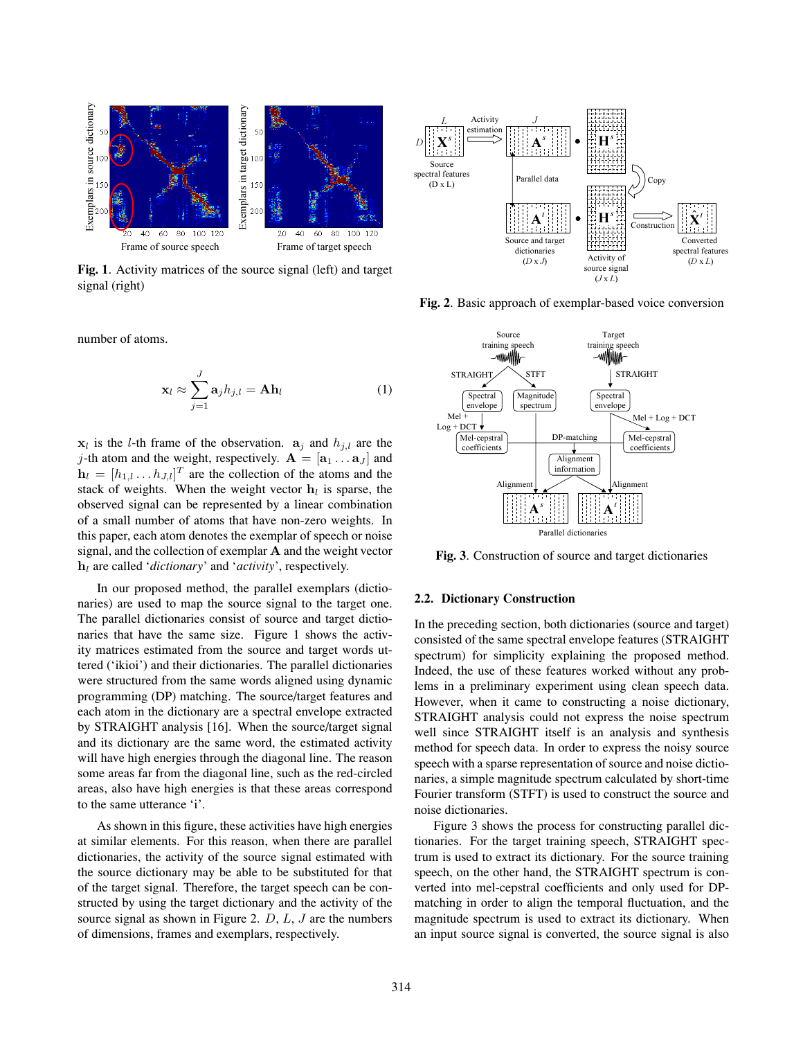Exemplars in source dictionary

50

100

150

200

20 40 60 80 100 120

Frame of source speech

Exemplars in target dictionary

50

100

150

200

20 40 60 80 100 120

Frame of target speech

**Fig. 1**. Activity matrices of the source signal (left) and target signal (right)

number of atoms.

$$\mathbf{x}_l \approx \sum_{j=1}^{J} \mathbf{a}_j h_{j,l} = \mathbf{A}\mathbf{h}_l \tag{1}$$

$\mathbf{x}_l$ is the $l$-th frame of the observation. $\mathbf{a}_j$ and $h_{j,l}$ are the $j$-th atom and the weight, respectively. $\mathbf{A} = [\mathbf{a}_1 \dots \mathbf{a}_J]$ and $\mathbf{h}_l = [h_{1,l} \dots h_{J,l}]^T$ are the collection of the atoms and the stack of weights. When the weight vector $\mathbf{h}_l$ is sparse, the observed signal can be represented by a linear combination of a small number of atoms that have non-zero weights. In this paper, each atom denotes the exemplar of speech or noise signal, and the collection of exemplar $\mathbf{A}$ and the weight vector $\mathbf{h}_l$ are called '*dictionary*' and '*activity*', respectively.

In our proposed method, the parallel exemplars (dictionaries) are used to map the source signal to the target one. The parallel dictionaries consist of source and target dictionaries that have the same size. Figure 1 shows the activity matrices estimated from the source and target words uttered ('ikioi') and their dictionaries. The parallel dictionaries were structured from the same words aligned using dynamic programming (DP) matching. The source/target features and each atom in the dictionary are a spectral envelope extracted by STRAIGHT analysis [16]. When the source/target signal and its dictionary are the same word, the estimated activity will have high energies through the diagonal line. The reason some areas far from the diagonal line, such as the red-circled areas, also have high energies is that these areas correspond to the same utterance 'i'.

As shown in this figure, these activities have high energies at similar elements. For this reason, when there are parallel dictionaries, the activity of the source signal estimated with the source dictionary may be able to be substituted for that of the target signal. Therefore, the target speech can be constructed by using the target dictionary and the activity of the source signal as shown in Figure 2. $D$, $L$, $J$ are the numbers of dimensions, frames and exemplars, respectively.

L

D

$\mathbf{X}^s$

Source spectral features (D x L)

Activity estimation

J

$\mathbf{A}^s$

$\mathbf{H}^s$

Parallel data

Copy

$\mathbf{A}^t$

Source and target dictionaries ($D$ x $J$)

$\mathbf{H}^s$

Activity of source signal ($J$ x $L$)

Construction

$\hat{\mathbf{X}}^t$

Converted spectral features ($D$ x $L$)

**Fig. 2**. Basic approach of exemplar-based voice conversion

Source training speech

Target training speech

STRAIGHT

STFT

STRAIGHT

Spectral envelope

Magnitude spectrum

Spectral envelope

Mel + Log + DCT

Mel + Log + DCT

Mel-cepstral coefficients

DP-matching

Mel-cepstral coefficients

Alignment information

Alignment

Alignment

$\mathbf{A}^s$

$\mathbf{A}^t$

Parallel dictionaries

**Fig. 3**. Construction of source and target dictionaries

### 2.2. Dictionary Construction

In the preceding section, both dictionaries (source and target) consisted of the same spectral envelope features (STRAIGHT spectrum) for simplicity explaining the proposed method. Indeed, the use of these features worked without any problems in a preliminary experiment using clean speech data. However, when it came to constructing a noise dictionary, STRAIGHT analysis could not express the noise spectrum well since STRAIGHT itself is an analysis and synthesis method for speech data. In order to express the noisy source speech with a sparse representation of source and noise dictionaries, a simple magnitude spectrum calculated by short-time Fourier transform (STFT) is used to construct the source and noise dictionaries.

Figure 3 shows the process for constructing parallel dictionaries. For the target training speech, STRAIGHT spectrum is used to extract its dictionary. For the source training speech, on the other hand, the STRAIGHT spectrum is converted into mel-cepstral coefficients and only used for DP-matching in order to align the temporal fluctuation, and the magnitude spectrum is used to extract its dictionary. When an input source signal is converted, the source signal is also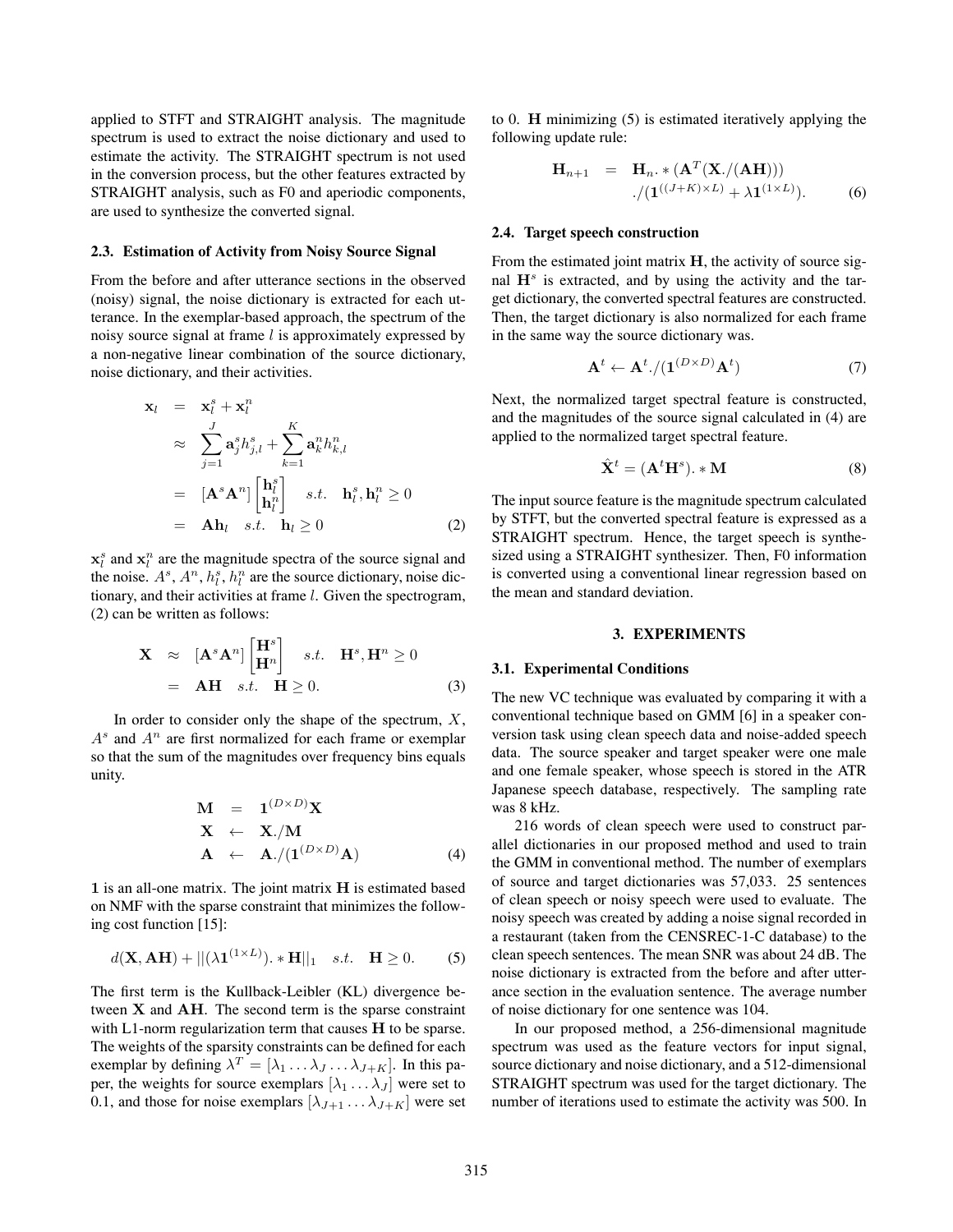applied to STFT and STRAIGHT analysis. The magnitude spectrum is used to extract the noise dictionary and used to estimate the activity. The STRAIGHT spectrum is not used in the conversion process, but the other features extracted by STRAIGHT analysis, such as F0 and aperiodic components, are used to synthesize the converted signal.

### 2.3. Estimation of Activity from Noisy Source Signal

From the before and after utterance sections in the observed (noisy) signal, the noise dictionary is extracted for each utterance. In the exemplar-based approach, the spectrum of the noisy source signal at frame $l$ is approximately expressed by a non-negative linear combination of the source dictionary, noise dictionary, and their activities.

$$
\begin{aligned}
\mathbf{x}_l &= \mathbf{x}_l^s + \mathbf{x}_l^n \\
&\approx \sum_{j=1}^{J} \mathbf{a}_j^s h_{j,l}^s + \sum_{k=1}^{K} \mathbf{a}_k^n h_{k,l}^n \\
&= [\mathbf{A}^s \mathbf{A}^n] \begin{bmatrix} \mathbf{h}_l^s \\ \mathbf{h}_l^n \end{bmatrix} \quad s.t. \quad \mathbf{h}_l^s, \mathbf{h}_l^n \geq 0 \\
&= \mathbf{A}\mathbf{h}_l \quad s.t. \quad \mathbf{h}_l \geq 0 \qquad (2)
\end{aligned}
$$

$\mathbf{x}_l^s$ and $\mathbf{x}_l^n$ are the magnitude spectra of the source signal and the noise. $A^s$, $A^n$, $h_l^s$, $h_l^n$ are the source dictionary, noise dictionary, and their activities at frame $l$. Given the spectrogram, (2) can be written as follows:

$$
\begin{aligned}
\mathbf{X} &\approx [\mathbf{A}^s \mathbf{A}^n] \begin{bmatrix} \mathbf{H}^s \\ \mathbf{H}^n \end{bmatrix} \quad s.t. \quad \mathbf{H}^s, \mathbf{H}^n \geq 0 \\
&= \mathbf{A}\mathbf{H} \quad s.t. \quad \mathbf{H} \geq 0. \qquad (3)
\end{aligned}
$$

In order to consider only the shape of the spectrum, $X$, $A^s$ and $A^n$ are first normalized for each frame or exemplar so that the sum of the magnitudes over frequency bins equals unity.

$$
\begin{aligned}
\mathbf{M} &= \mathbf{1}^{(D \times D)} \mathbf{X} \\
\mathbf{X} &\leftarrow \mathbf{X}./\mathbf{M} \\
\mathbf{A} &\leftarrow \mathbf{A}./(\mathbf{1}^{(D \times D)} \mathbf{A}) \qquad (4)
\end{aligned}
$$

$\mathbf{1}$ is an all-one matrix. The joint matrix $\mathbf{H}$ is estimated based on NMF with the sparse constraint that minimizes the following cost function [15]:

$$
d(\mathbf{X}, \mathbf{A}\mathbf{H}) + ||(\lambda \mathbf{1}^{(1 \times L)}).* \mathbf{H}||_1 \quad s.t. \quad \mathbf{H} \geq 0. \qquad (5)
$$

The first term is the Kullback-Leibler (KL) divergence between $\mathbf{X}$ and $\mathbf{A}\mathbf{H}$. The second term is the sparse constraint with L1-norm regularization term that causes $\mathbf{H}$ to be sparse. The weights of the sparsity constraints can be defined for each exemplar by defining $\lambda^T = [\lambda_1 \dots \lambda_J \dots \lambda_{J+K}]$. In this paper, the weights for source exemplars $[\lambda_1 \dots \lambda_J]$ were set to 0.1, and those for noise exemplars $[\lambda_{J+1} \dots \lambda_{J+K}]$ were set to 0. $\mathbf{H}$ minimizing (5) is estimated iteratively applying the following update rule:

$$
\begin{aligned}
\mathbf{H}_{n+1} &= \mathbf{H}_n .* (\mathbf{A}^T (\mathbf{X}./(\mathbf{A}\mathbf{H}))) \\
&\quad ./(\mathbf{1}^{((J+K) \times L)} + \lambda \mathbf{1}^{(1 \times L)}). \qquad (6)
\end{aligned}
$$

### 2.4. Target speech construction

From the estimated joint matrix $\mathbf{H}$, the activity of source signal $\mathbf{H}^s$ is extracted, and by using the activity and the target dictionary, the converted spectral features are constructed. Then, the target dictionary is also normalized for each frame in the same way the source dictionary was.

$$
\mathbf{A}^t \leftarrow \mathbf{A}^t./(\mathbf{1}^{(D \times D)} \mathbf{A}^t) \qquad (7)
$$

Next, the normalized target spectral feature is constructed, and the magnitudes of the source signal calculated in (4) are applied to the normalized target spectral feature.

$$
\hat{\mathbf{X}}^t = (\mathbf{A}^t \mathbf{H}^s).* \mathbf{M} \qquad (8)
$$

The input source feature is the magnitude spectrum calculated by STFT, but the converted spectral feature is expressed as a STRAIGHT spectrum. Hence, the target speech is synthesized using a STRAIGHT synthesizer. Then, F0 information is converted using a conventional linear regression based on the mean and standard deviation.

## 3. EXPERIMENTS

### 3.1. Experimental Conditions

The new VC technique was evaluated by comparing it with a conventional technique based on GMM [6] in a speaker conversion task using clean speech data and noise-added speech data. The source speaker and target speaker were one male and one female speaker, whose speech is stored in the ATR Japanese speech database, respectively. The sampling rate was 8 kHz.

216 words of clean speech were used to construct parallel dictionaries in our proposed method and used to train the GMM in conventional method. The number of exemplars of source and target dictionaries was 57,033. 25 sentences of clean speech or noisy speech were used to evaluate. The noisy speech was created by adding a noise signal recorded in a restaurant (taken from the CENSREC-1-C database) to the clean speech sentences. The mean SNR was about 24 dB. The noise dictionary is extracted from the before and after utterance section in the evaluation sentence. The average number of noise dictionary for one sentence was 104.

In our proposed method, a 256-dimensional magnitude spectrum was used as the feature vectors for input signal, source dictionary and noise dictionary, and a 512-dimensional STRAIGHT spectrum was used for the target dictionary. The number of iterations used to estimate the activity was 500. In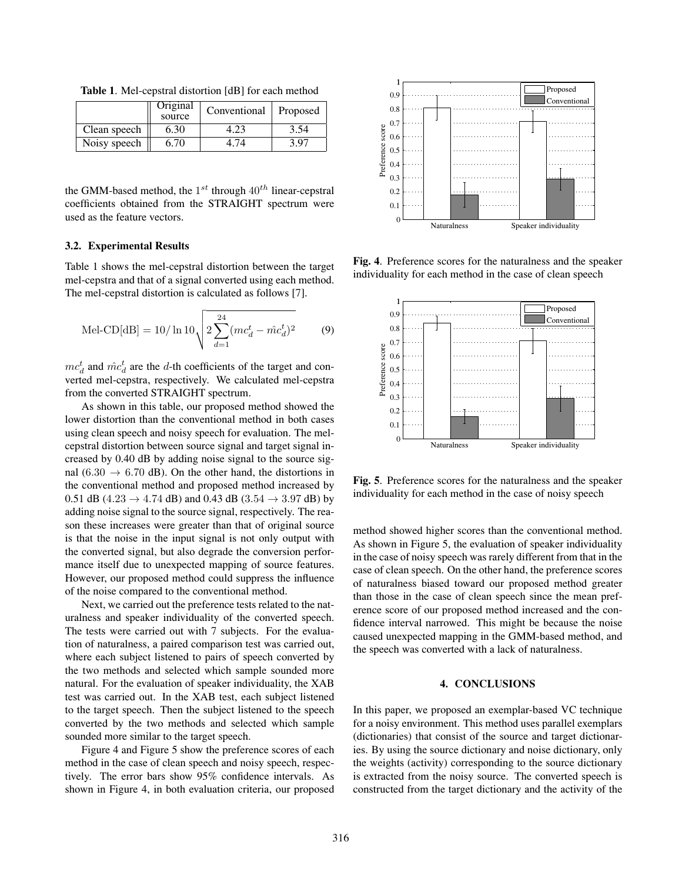**Table 1**. Mel-cepstral distortion [dB] for each method

| | Original source | Conventional | Proposed |
|---|---|---|---|
| Clean speech | 6.30 | 4.23 | 3.54 |
| Noisy speech | 6.70 | 4.74 | 3.97 |

the GMM-based method, the $1^{st}$ through $40^{th}$ linear-cepstral coefficients obtained from the STRAIGHT spectrum were used as the feature vectors.

### 3.2. Experimental Results

Table 1 shows the mel-cepstral distortion between the target mel-cepstra and that of a signal converted using each method. The mel-cepstral distortion is calculated as follows [7].

$$\text{Mel-CD[dB]} = 10/\ln 10 \sqrt{2 \sum_{d=1}^{24} (mc_d^t - \hat{mc}_d^t)^2} \qquad (9)$$

$mc_d^t$ and $\hat{mc}_d^t$ are the $d$-th coefficients of the target and converted mel-cepstra, respectively. We calculated mel-cepstra from the converted STRAIGHT spectrum.

As shown in this table, our proposed method showed the lower distortion than the conventional method in both cases using clean speech and noisy speech for evaluation. The mel-cepstral distortion between source signal and target signal increased by 0.40 dB by adding noise signal to the source signal ($6.30 \rightarrow 6.70$ dB). On the other hand, the distortions in the conventional method and proposed method increased by 0.51 dB ($4.23 \rightarrow 4.74$ dB) and 0.43 dB ($3.54 \rightarrow 3.97$ dB) by adding noise signal to the source signal, respectively. The reason these increases were greater than that of original source is that the noise in the input signal is not only output with the converted signal, but also degrade the conversion performance itself due to unexpected mapping of source features. However, our proposed method could suppress the influence of the noise compared to the conventional method.

Next, we carried out the preference tests related to the naturalness and speaker individuality of the converted speech. The tests were carried out with 7 subjects. For the evaluation of naturalness, a paired comparison test was carried out, where each subject listened to pairs of speech converted by the two methods and selected which sample sounded more natural. For the evaluation of speaker individuality, the XAB test was carried out. In the XAB test, each subject listened to the target speech. Then the subject listened to the speech converted by the two methods and selected which sample sounded more similar to the target speech.

Figure 4 and Figure 5 show the preference scores of each method in the case of clean speech and noisy speech, respectively. The error bars show 95% confidence intervals. As shown in Figure 4, in both evaluation criteria, our proposed method showed higher scores than the conventional method. As shown in Figure 5, the evaluation of speaker individuality in the case of noisy speech was rarely different from that in the case of clean speech. On the other hand, the preference scores of naturalness biased toward our proposed method greater than those in the case of clean speech since the mean preference score of our proposed method increased and the confidence interval narrowed. This might be because the noise caused unexpected mapping in the GMM-based method, and the speech was converted with a lack of naturalness.

**Fig. 4**. Preference scores for the naturalness and the speaker individuality for each method in the case of clean speech

**Fig. 5**. Preference scores for the naturalness and the speaker individuality for each method in the case of noisy speech

## 4. CONCLUSIONS

In this paper, we proposed an exemplar-based VC technique for a noisy environment. This method uses parallel exemplars (dictionaries) that consist of the source and target dictionaries. By using the source dictionary and noise dictionary, only the weights (activity) corresponding to the source dictionary is extracted from the noisy source. The converted speech is constructed from the target dictionary and the activity of the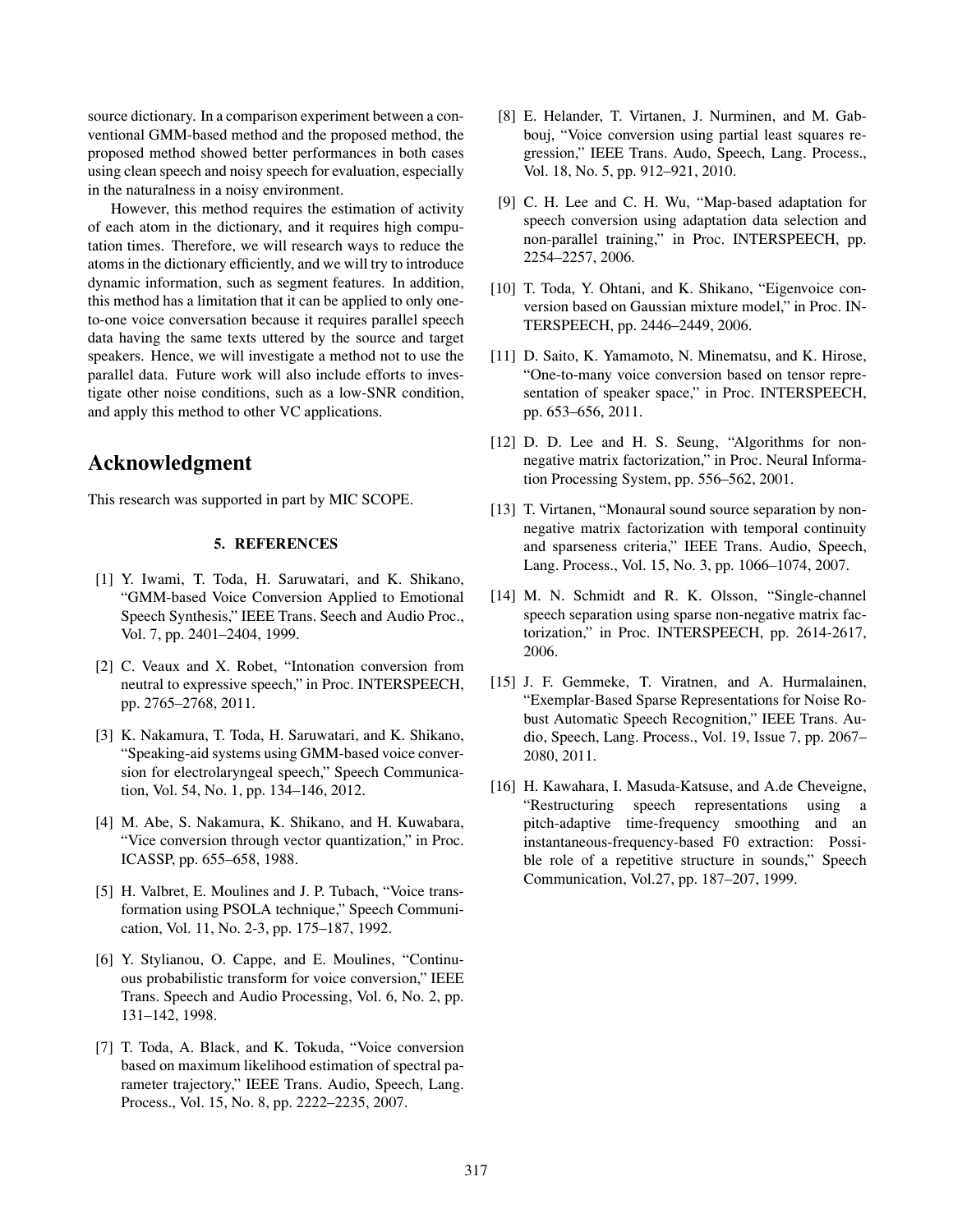source dictionary. In a comparison experiment between a conventional GMM-based method and the proposed method, the proposed method showed better performances in both cases using clean speech and noisy speech for evaluation, especially in the naturalness in a noisy environment.

However, this method requires the estimation of activity of each atom in the dictionary, and it requires high computation times. Therefore, we will research ways to reduce the atoms in the dictionary efficiently, and we will try to introduce dynamic information, such as segment features. In addition, this method has a limitation that it can be applied to only one-to-one voice conversation because it requires parallel speech data having the same texts uttered by the source and target speakers. Hence, we will investigate a method not to use the parallel data. Future work will also include efforts to investigate other noise conditions, such as a low-SNR condition, and apply this method to other VC applications.

## Acknowledgment

This research was supported in part by MIC SCOPE.

## 5. REFERENCES

[1] Y. Iwami, T. Toda, H. Saruwatari, and K. Shikano, "GMM-based Voice Conversion Applied to Emotional Speech Synthesis," IEEE Trans. Seech and Audio Proc., Vol. 7, pp. 2401–2404, 1999.

[2] C. Veaux and X. Robet, "Intonation conversion from neutral to expressive speech," in Proc. INTERSPEECH, pp. 2765–2768, 2011.

[3] K. Nakamura, T. Toda, H. Saruwatari, and K. Shikano, "Speaking-aid systems using GMM-based voice conversion for electrolaryngeal speech," Speech Communication, Vol. 54, No. 1, pp. 134–146, 2012.

[4] M. Abe, S. Nakamura, K. Shikano, and H. Kuwabara, "Vice conversion through vector quantization," in Proc. ICASSP, pp. 655–658, 1988.

[5] H. Valbret, E. Moulines and J. P. Tubach, "Voice transformation using PSOLA technique," Speech Communication, Vol. 11, No. 2-3, pp. 175–187, 1992.

[6] Y. Stylianou, O. Cappe, and E. Moulines, "Continuous probabilistic transform for voice conversion," IEEE Trans. Speech and Audio Processing, Vol. 6, No. 2, pp. 131–142, 1998.

[7] T. Toda, A. Black, and K. Tokuda, "Voice conversion based on maximum likelihood estimation of spectral parameter trajectory," IEEE Trans. Audio, Speech, Lang. Process., Vol. 15, No. 8, pp. 2222–2235, 2007.

[8] E. Helander, T. Virtanen, J. Nurminen, and M. Gabbouj, "Voice conversion using partial least squares regression," IEEE Trans. Audo, Speech, Lang. Process., Vol. 18, No. 5, pp. 912–921, 2010.

[9] C. H. Lee and C. H. Wu, "Map-based adaptation for speech conversion using adaptation data selection and non-parallel training," in Proc. INTERSPEECH, pp. 2254–2257, 2006.

[10] T. Toda, Y. Ohtani, and K. Shikano, "Eigenvoice conversion based on Gaussian mixture model," in Proc. INTERSPEECH, pp. 2446–2449, 2006.

[11] D. Saito, K. Yamamoto, N. Minematsu, and K. Hirose, "One-to-many voice conversion based on tensor representation of speaker space," in Proc. INTERSPEECH, pp. 653–656, 2011.

[12] D. D. Lee and H. S. Seung, "Algorithms for non-negative matrix factorization," in Proc. Neural Information Processing System, pp. 556–562, 2001.

[13] T. Virtanen, "Monaural sound source separation by non-negative matrix factorization with temporal continuity and sparseness criteria," IEEE Trans. Audio, Speech, Lang. Process., Vol. 15, No. 3, pp. 1066–1074, 2007.

[14] M. N. Schmidt and R. K. Olsson, "Single-channel speech separation using sparse non-negative matrix factorization," in Proc. INTERSPEECH, pp. 2614-2617, 2006.

[15] J. F. Gemmeke, T. Viratnen, and A. Hurmalainen, "Exemplar-Based Sparse Representations for Noise Robust Automatic Speech Recognition," IEEE Trans. Audio, Speech, Lang. Process., Vol. 19, Issue 7, pp. 2067–2080, 2011.

[16] H. Kawahara, I. Masuda-Katsuse, and A.de Cheveigne, "Restructuring speech representations using a pitch-adaptive time-frequency smoothing and an instantaneous-frequency-based F0 extraction: Possible role of a repetitive structure in sounds," Speech Communication, Vol.27, pp. 187–207, 1999.